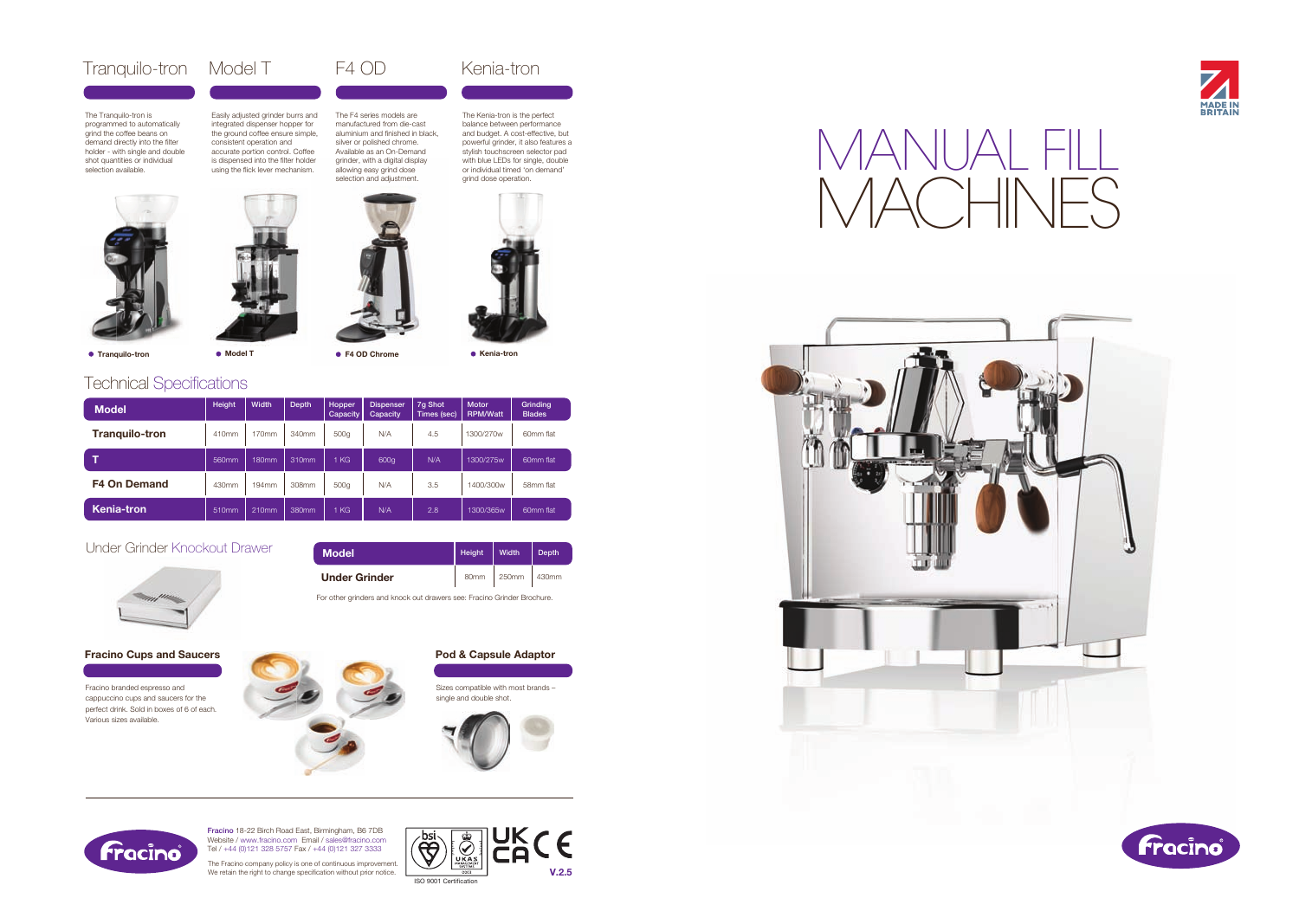# MANUAL FILL MACHINES

MADE IN BRITAIN

## Tranquilo-tron

The Tranquilo-tron is programmed to automatically grind the coffee beans on demand directly into the filter holder - with single and double shot quantities or individual selection available.

● Tranquilo-tron

## Model T

Easily adjusted grinder burrs and integrated dispenser hopper for the ground coffee ensure simple, consistent operation and accurate portion control. Coffee is dispensed into the filter holder using the flick lever mechanism.

● Model T

## F4 OD

The F4 series models are manufactured from die-cast aluminium and finished in black, silver or polished chrome. Available as an On-Demand grinder, with a digital display allowing easy grind dose selection and adjustment.

● F4 OD Chrome

## Kenia-tron

The Kenia-tron is the perfect balance between performance and budget. A cost-effective, but powerful grinder, it also features a stylish touchscreen selector pad with blue LEDs for single, double or individual timed 'on demand' grind dose operation.

● Kenia-tron

## Technical Specifications

| Model | Height | Width | Depth | Hopper Capacity | Dispenser Capacity | 7g Shot Times (sec) | Motor RPM/Watt | Grinding Blades |
|---|---|---|---|---|---|---|---|---|
| Tranquilo-tron | 410mm | 170mm | 340mm | 500g | N/A | 4.5 | 1300/270w | 60mm flat |
| T | 560mm | 180mm | 310mm | 1 KG | 600g | N/A | 1300/275w | 60mm flat |
| F4 On Demand | 430mm | 194mm | 308mm | 500g | N/A | 3.5 | 1400/300w | 58mm flat |
| Kenia-tron | 510mm | 210mm | 380mm | 1 KG | N/A | 2.8 | 1300/365w | 60mm flat |

## Under Grinder Knockout Drawer

| Model | Height | Width | Depth |
|---|---|---|---|
| Under Grinder | 80mm | 250mm | 430mm |

For other grinders and knock out drawers see: Fracino Grinder Brochure.

## Fracino Cups and Saucers

Fracino branded espresso and cappuccino cups and saucers for the perfect drink. Sold in boxes of 6 of each. Various sizes available.

## Pod & Capsule Adaptor

Sizes compatible with most brands – single and double shot.

---

**Fracino** 18-22 Birch Road East, Birmingham, B6 7DB
Website / www.fracino.com Email / sales@fracino.com
Tel / +44 (0)121 328 5757 Fax / +44 (0)121 327 3333

The Fracino company policy is one of continuous improvement. We retain the right to change specification without prior notice.

ISO 9001 Certification

V.2.5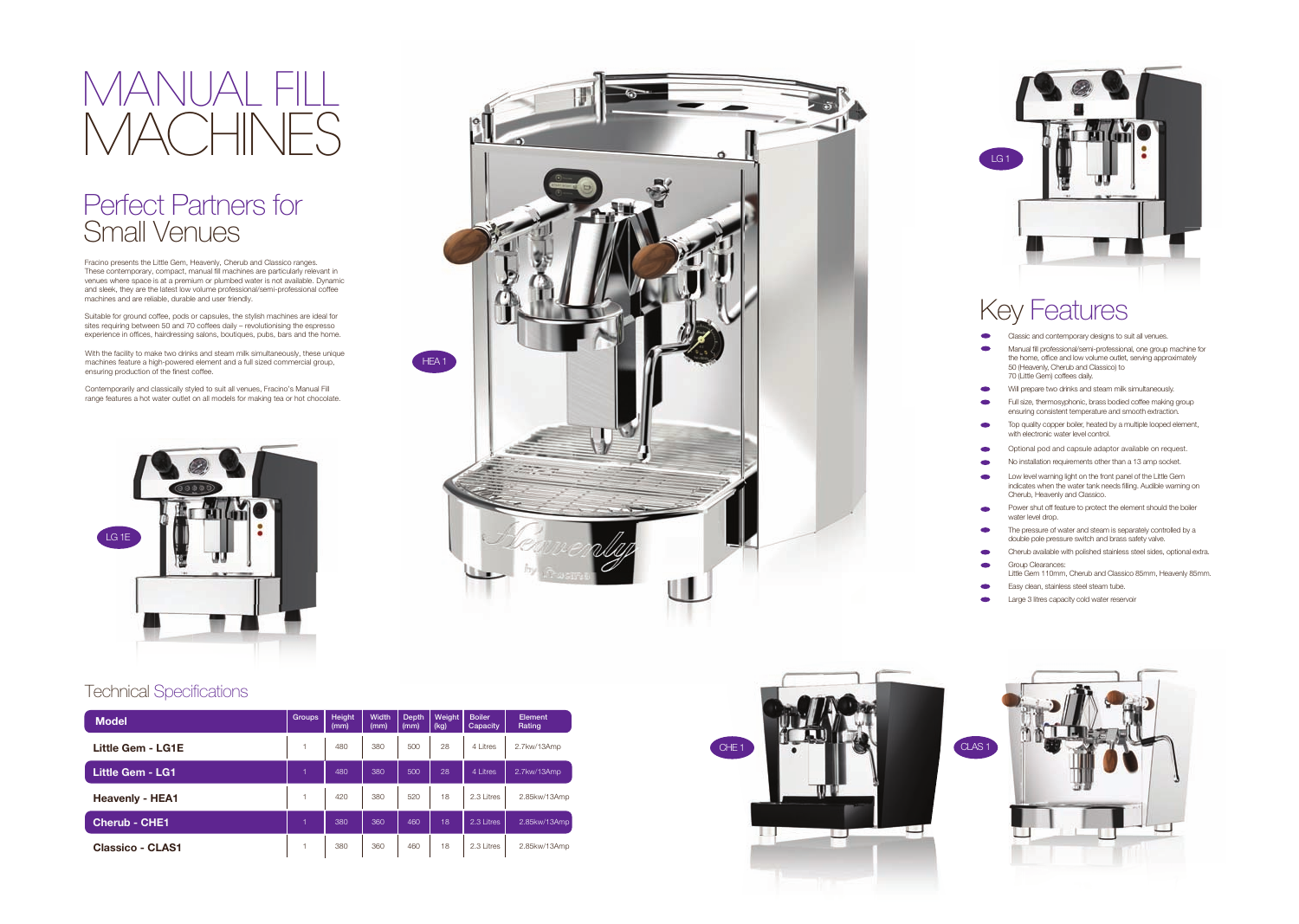# MANUAL FILL MACHINES

## Perfect Partners for Small Venues

Fracino presents the Little Gem, Heavenly, Cherub and Classico ranges. These contemporary, compact, manual fill machines are particularly relevant in venues where space is at a premium or plumbed water is not available. Dynamic and sleek, they are the latest low volume professional/semi-professional coffee machines and are reliable, durable and user friendly.

Suitable for ground coffee, pods or capsules, the stylish machines are ideal for sites requiring between 50 and 70 coffees daily – revolutionising the espresso experience in offices, hairdressing salons, boutiques, pubs, bars and the home.

With the facility to make two drinks and steam milk simultaneously, these unique machines feature a high-powered element and a full sized commercial group, ensuring production of the finest coffee.

Contemporarily and classically styled to suit all venues, Fracino's Manual Fill range features a hot water outlet on all models for making tea or hot chocolate.

LG 1E

HEA 1

LG 1

## Key Features

- Classic and contemporary designs to suit all venues.
- Manual fill professional/semi-professional, one group machine for the home, office and low volume outlet, serving approximately 50 (Heavenly, Cherub and Classico) to 70 (Little Gem) coffees daily.
- Will prepare two drinks and steam milk simultaneously.
- Full size, thermosyphonic, brass bodied coffee making group ensuring consistent temperature and smooth extraction.
- Top quality copper boiler, heated by a multiple looped element, with electronic water level control.
- Optional pod and capsule adaptor available on request.
- No installation requirements other than a 13 amp socket.
- Low level warning light on the front panel of the Little Gem indicates when the water tank needs filling. Audible warning on Cherub, Heavenly and Classico.
- Power shut off feature to protect the element should the boiler water level drop.
- The pressure of water and steam is separately controlled by a double pole pressure switch and brass safety valve.
- Cherub available with polished stainless steel sides, optional extra.
- Group Clearances: Little Gem 110mm, Cherub and Classico 85mm, Heavenly 85mm.
- Easy clean, stainless steel steam tube.
- Large 3 litres capacity cold water reservoir

## Technical Specifications

| Model | Groups | Height (mm) | Width (mm) | Depth (mm) | Weight (kg) | Boiler Capacity | Element Rating |
|---|---|---|---|---|---|---|---|
| **Little Gem - LG1E** | 1 | 480 | 380 | 500 | 28 | 4 Litres | 2.7kw/13Amp |
| **Little Gem - LG1** | 1 | 480 | 380 | 500 | 28 | 4 Litres | 2.7kw/13Amp |
| **Heavenly - HEA1** | 1 | 420 | 380 | 520 | 18 | 2.3 Litres | 2.85kw/13Amp |
| **Cherub - CHE1** | 1 | 380 | 360 | 460 | 18 | 2.3 Litres | 2.85kw/13Amp |
| **Classico - CLAS1** | 1 | 380 | 360 | 460 | 18 | 2.3 Litres | 2.85kw/13Amp |

CHE 1

CLAS 1